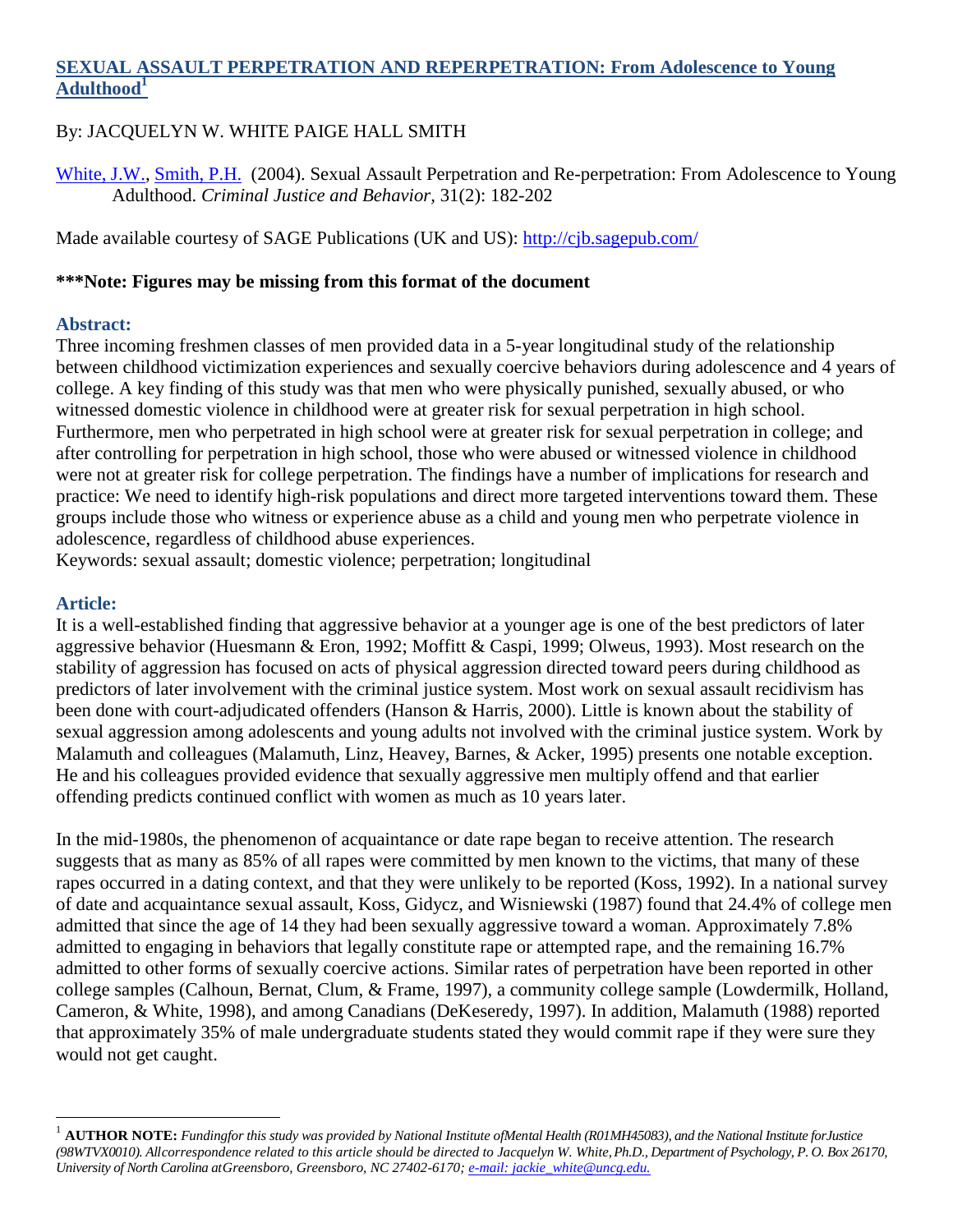# SEXUAL ASSAULT PERPETRATION AND REPERPETRATION: From Adolescence to Young Adulthood[1]

By: JACQUELYN W. WHITE PAIGE HALL SMITH

White, J.W., Smith, P.H. (2004). Sexual Assault Perpetration and Re-perpetration: From Adolescence to Young Adulthood. *Criminal Justice and Behavior*, 31(2): 182-202

Made available courtesy of SAGE Publications (UK and US): http://cjb.sagepub.com/

**\*\*\*Note: Figures may be missing from this format of the document**

## Abstract:

Three incoming freshmen classes of men provided data in a 5-year longitudinal study of the relationship between childhood victimization experiences and sexually coercive behaviors during adolescence and 4 years of college. A key finding of this study was that men who were physically punished, sexually abused, or who witnessed domestic violence in childhood were at greater risk for sexual perpetration in high school. Furthermore, men who perpetrated in high school were at greater risk for sexual perpetration in college; and after controlling for perpetration in high school, those who were abused or witnessed violence in childhood were not at greater risk for college perpetration. The findings have a number of implications for research and practice: We need to identify high-risk populations and direct more targeted interventions toward them. These groups include those who witness or experience abuse as a child and young men who perpetrate violence in adolescence, regardless of childhood abuse experiences.

Keywords: sexual assault; domestic violence; perpetration; longitudinal

## Article:

It is a well-established finding that aggressive behavior at a younger age is one of the best predictors of later aggressive behavior (Huesmann & Eron, 1992; Moffitt & Caspi, 1999; Olweus, 1993). Most research on the stability of aggression has focused on acts of physical aggression directed toward peers during childhood as predictors of later involvement with the criminal justice system. Most work on sexual assault recidivism has been done with court-adjudicated offenders (Hanson & Harris, 2000). Little is known about the stability of sexual aggression among adolescents and young adults not involved with the criminal justice system. Work by Malamuth and colleagues (Malamuth, Linz, Heavey, Barnes, & Acker, 1995) presents one notable exception. He and his colleagues provided evidence that sexually aggressive men multiply offend and that earlier offending predicts continued conflict with women as much as 10 years later.

In the mid-1980s, the phenomenon of acquaintance or date rape began to receive attention. The research suggests that as many as 85% of all rapes were committed by men known to the victims, that many of these rapes occurred in a dating context, and that they were unlikely to be reported (Koss, 1992). In a national survey of date and acquaintance sexual assault, Koss, Gidycz, and Wisniewski (1987) found that 24.4% of college men admitted that since the age of 14 they had been sexually aggressive toward a woman. Approximately 7.8% admitted to engaging in behaviors that legally constitute rape or attempted rape, and the remaining 16.7% admitted to other forms of sexually coercive actions. Similar rates of perpetration have been reported in other college samples (Calhoun, Bernat, Clum, & Frame, 1997), a community college sample (Lowdermilk, Holland, Cameron, & White, 1998), and among Canadians (DeKeseredy, 1997). In addition, Malamuth (1988) reported that approximately 35% of male undergraduate students stated they would commit rape if they were sure they would not get caught.

---

[1] **AUTHOR NOTE:** *Fundingfor this study was provided by National Institute ofMental Health (R01MH45083), and the National Institute forJustice (98WTVX0010). Allcorrespondence related to this article should be directed to Jacquelyn W. White,Ph.D., Department of Psychology, P. O. Box 26170, University of North Carolina atGreensboro, Greensboro, NC 27402-6170; e-mail: jackie_white@uncg.edu.*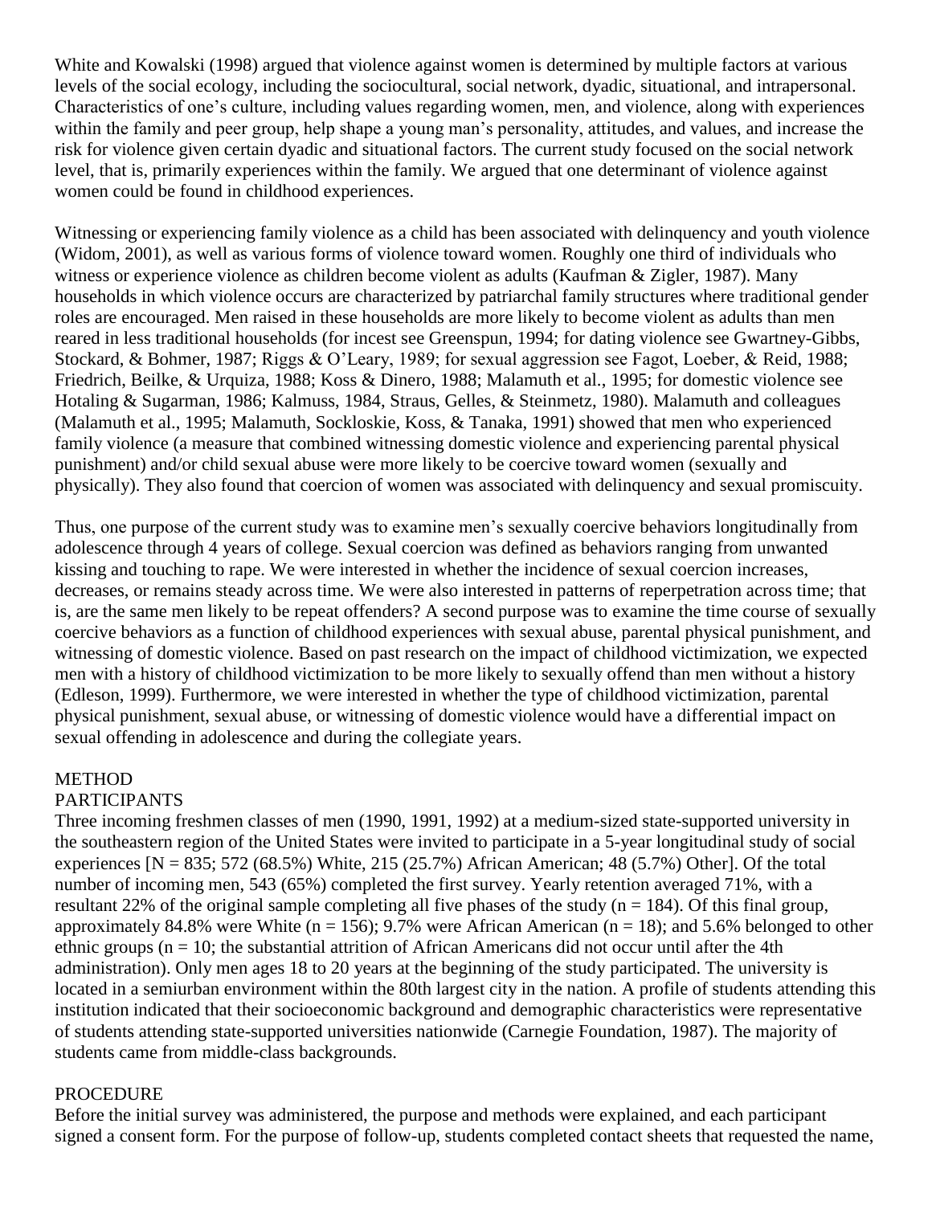White and Kowalski (1998) argued that violence against women is determined by multiple factors at various levels of the social ecology, including the sociocultural, social network, dyadic, situational, and intrapersonal. Characteristics of one's culture, including values regarding women, men, and violence, along with experiences within the family and peer group, help shape a young man's personality, attitudes, and values, and increase the risk for violence given certain dyadic and situational factors. The current study focused on the social network level, that is, primarily experiences within the family. We argued that one determinant of violence against women could be found in childhood experiences.

Witnessing or experiencing family violence as a child has been associated with delinquency and youth violence (Widom, 2001), as well as various forms of violence toward women. Roughly one third of individuals who witness or experience violence as children become violent as adults (Kaufman & Zigler, 1987). Many households in which violence occurs are characterized by patriarchal family structures where traditional gender roles are encouraged. Men raised in these households are more likely to become violent as adults than men reared in less traditional households (for incest see Greenspun, 1994; for dating violence see Gwartney-Gibbs, Stockard, & Bohmer, 1987; Riggs & O'Leary, 1989; for sexual aggression see Fagot, Loeber, & Reid, 1988; Friedrich, Beilke, & Urquiza, 1988; Koss & Dinero, 1988; Malamuth et al., 1995; for domestic violence see Hotaling & Sugarman, 1986; Kalmuss, 1984, Straus, Gelles, & Steinmetz, 1980). Malamuth and colleagues (Malamuth et al., 1995; Malamuth, Sockloskie, Koss, & Tanaka, 1991) showed that men who experienced family violence (a measure that combined witnessing domestic violence and experiencing parental physical punishment) and/or child sexual abuse were more likely to be coercive toward women (sexually and physically). They also found that coercion of women was associated with delinquency and sexual promiscuity.

Thus, one purpose of the current study was to examine men's sexually coercive behaviors longitudinally from adolescence through 4 years of college. Sexual coercion was defined as behaviors ranging from unwanted kissing and touching to rape. We were interested in whether the incidence of sexual coercion increases, decreases, or remains steady across time. We were also interested in patterns of reperpetration across time; that is, are the same men likely to be repeat offenders? A second purpose was to examine the time course of sexually coercive behaviors as a function of childhood experiences with sexual abuse, parental physical punishment, and witnessing of domestic violence. Based on past research on the impact of childhood victimization, we expected men with a history of childhood victimization to be more likely to sexually offend than men without a history (Edleson, 1999). Furthermore, we were interested in whether the type of childhood victimization, parental physical punishment, sexual abuse, or witnessing of domestic violence would have a differential impact on sexual offending in adolescence and during the collegiate years.

## METHOD

### PARTICIPANTS

Three incoming freshmen classes of men (1990, 1991, 1992) at a medium-sized state-supported university in the southeastern region of the United States were invited to participate in a 5-year longitudinal study of social experiences [N = 835; 572 (68.5%) White, 215 (25.7%) African American; 48 (5.7%) Other]. Of the total number of incoming men, 543 (65%) completed the first survey. Yearly retention averaged 71%, with a resultant 22% of the original sample completing all five phases of the study ($n = 184$). Of this final group, approximately 84.8% were White ($n = 156$); 9.7% were African American ($n = 18$); and 5.6% belonged to other ethnic groups ($n = 10$; the substantial attrition of African Americans did not occur until after the 4th administration). Only men ages 18 to 20 years at the beginning of the study participated. The university is located in a semiurban environment within the 80th largest city in the nation. A profile of students attending this institution indicated that their socioeconomic background and demographic characteristics were representative of students attending state-supported universities nationwide (Carnegie Foundation, 1987). The majority of students came from middle-class backgrounds.

### PROCEDURE

Before the initial survey was administered, the purpose and methods were explained, and each participant signed a consent form. For the purpose of follow-up, students completed contact sheets that requested the name,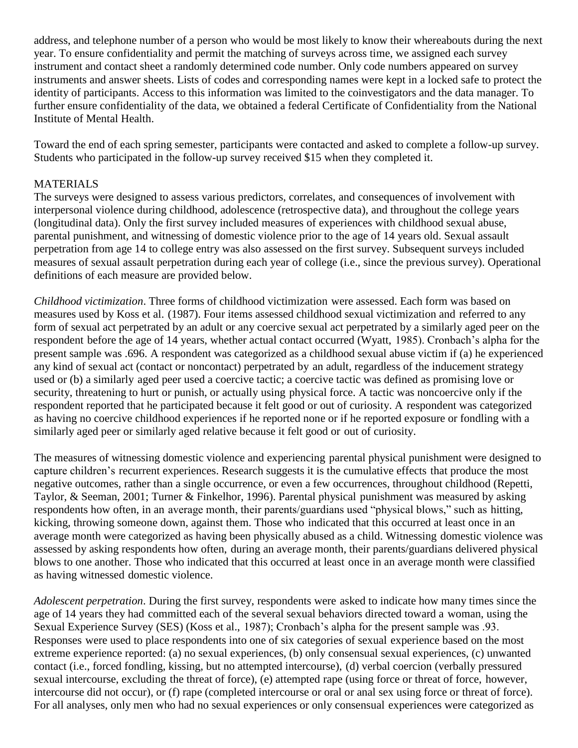address, and telephone number of a person who would be most likely to know their whereabouts during the next year. To ensure confidentiality and permit the matching of surveys across time, we assigned each survey instrument and contact sheet a randomly determined code number. Only code numbers appeared on survey instruments and answer sheets. Lists of codes and corresponding names were kept in a locked safe to protect the identity of participants. Access to this information was limited to the coinvestigators and the data manager. To further ensure confidentiality of the data, we obtained a federal Certificate of Confidentiality from the National Institute of Mental Health.

Toward the end of each spring semester, participants were contacted and asked to complete a follow-up survey. Students who participated in the follow-up survey received $15 when they completed it.

## MATERIALS

The surveys were designed to assess various predictors, correlates, and consequences of involvement with interpersonal violence during childhood, adolescence (retrospective data), and throughout the college years (longitudinal data). Only the first survey included measures of experiences with childhood sexual abuse, parental punishment, and witnessing of domestic violence prior to the age of 14 years old. Sexual assault perpetration from age 14 to college entry was also assessed on the first survey. Subsequent surveys included measures of sexual assault perpetration during each year of college (i.e., since the previous survey). Operational definitions of each measure are provided below.

*Childhood victimization*. Three forms of childhood victimization were assessed. Each form was based on measures used by Koss et al. (1987). Four items assessed childhood sexual victimization and referred to any form of sexual act perpetrated by an adult or any coercive sexual act perpetrated by a similarly aged peer on the respondent before the age of 14 years, whether actual contact occurred (Wyatt, 1985). Cronbach's alpha for the present sample was .696. A respondent was categorized as a childhood sexual abuse victim if (a) he experienced any kind of sexual act (contact or noncontact) perpetrated by an adult, regardless of the inducement strategy used or (b) a similarly aged peer used a coercive tactic; a coercive tactic was defined as promising love or security, threatening to hurt or punish, or actually using physical force. A tactic was noncoercive only if the respondent reported that he participated because it felt good or out of curiosity. A respondent was categorized as having no coercive childhood experiences if he reported none or if he reported exposure or fondling with a similarly aged peer or similarly aged relative because it felt good or out of curiosity.

The measures of witnessing domestic violence and experiencing parental physical punishment were designed to capture children's recurrent experiences. Research suggests it is the cumulative effects that produce the most negative outcomes, rather than a single occurrence, or even a few occurrences, throughout childhood (Repetti, Taylor, & Seeman, 2001; Turner & Finkelhor, 1996). Parental physical punishment was measured by asking respondents how often, in an average month, their parents/guardians used "physical blows," such as hitting, kicking, throwing someone down, against them. Those who indicated that this occurred at least once in an average month were categorized as having been physically abused as a child. Witnessing domestic violence was assessed by asking respondents how often, during an average month, their parents/guardians delivered physical blows to one another. Those who indicated that this occurred at least once in an average month were classified as having witnessed domestic violence.

*Adolescent perpetration*. During the first survey, respondents were asked to indicate how many times since the age of 14 years they had committed each of the several sexual behaviors directed toward a woman, using the Sexual Experience Survey (SES) (Koss et al., 1987); Cronbach's alpha for the present sample was .93. Responses were used to place respondents into one of six categories of sexual experience based on the most extreme experience reported: (a) no sexual experiences, (b) only consensual sexual experiences, (c) unwanted contact (i.e., forced fondling, kissing, but no attempted intercourse), (d) verbal coercion (verbally pressured sexual intercourse, excluding the threat of force), (e) attempted rape (using force or threat of force, however, intercourse did not occur), or (f) rape (completed intercourse or oral or anal sex using force or threat of force). For all analyses, only men who had no sexual experiences or only consensual experiences were categorized as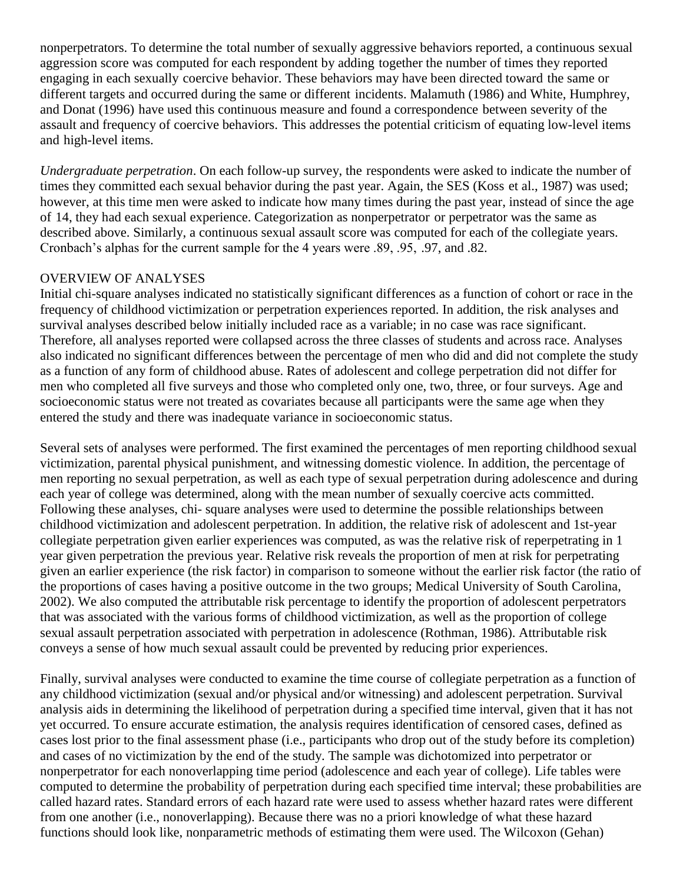nonperpetrators. To determine the total number of sexually aggressive behaviors reported, a continuous sexual aggression score was computed for each respondent by adding together the number of times they reported engaging in each sexually coercive behavior. These behaviors may have been directed toward the same or different targets and occurred during the same or different incidents. Malamuth (1986) and White, Humphrey, and Donat (1996) have used this continuous measure and found a correspondence between severity of the assault and frequency of coercive behaviors. This addresses the potential criticism of equating low-level items and high-level items.

*Undergraduate perpetration*. On each follow-up survey, the respondents were asked to indicate the number of times they committed each sexual behavior during the past year. Again, the SES (Koss et al., 1987) was used; however, at this time men were asked to indicate how many times during the past year, instead of since the age of 14, they had each sexual experience. Categorization as nonperpetrator or perpetrator was the same as described above. Similarly, a continuous sexual assault score was computed for each of the collegiate years. Cronbach's alphas for the current sample for the 4 years were .89, .95, .97, and .82.

## OVERVIEW OF ANALYSES

Initial chi-square analyses indicated no statistically significant differences as a function of cohort or race in the frequency of childhood victimization or perpetration experiences reported. In addition, the risk analyses and survival analyses described below initially included race as a variable; in no case was race significant. Therefore, all analyses reported were collapsed across the three classes of students and across race. Analyses also indicated no significant differences between the percentage of men who did and did not complete the study as a function of any form of childhood abuse. Rates of adolescent and college perpetration did not differ for men who completed all five surveys and those who completed only one, two, three, or four surveys. Age and socioeconomic status were not treated as covariates because all participants were the same age when they entered the study and there was inadequate variance in socioeconomic status.

Several sets of analyses were performed. The first examined the percentages of men reporting childhood sexual victimization, parental physical punishment, and witnessing domestic violence. In addition, the percentage of men reporting no sexual perpetration, as well as each type of sexual perpetration during adolescence and during each year of college was determined, along with the mean number of sexually coercive acts committed. Following these analyses, chi- square analyses were used to determine the possible relationships between childhood victimization and adolescent perpetration. In addition, the relative risk of adolescent and 1st-year collegiate perpetration given earlier experiences was computed, as was the relative risk of reperpetrating in 1 year given perpetration the previous year. Relative risk reveals the proportion of men at risk for perpetrating given an earlier experience (the risk factor) in comparison to someone without the earlier risk factor (the ratio of the proportions of cases having a positive outcome in the two groups; Medical University of South Carolina, 2002). We also computed the attributable risk percentage to identify the proportion of adolescent perpetrators that was associated with the various forms of childhood victimization, as well as the proportion of college sexual assault perpetration associated with perpetration in adolescence (Rothman, 1986). Attributable risk conveys a sense of how much sexual assault could be prevented by reducing prior experiences.

Finally, survival analyses were conducted to examine the time course of collegiate perpetration as a function of any childhood victimization (sexual and/or physical and/or witnessing) and adolescent perpetration. Survival analysis aids in determining the likelihood of perpetration during a specified time interval, given that it has not yet occurred. To ensure accurate estimation, the analysis requires identification of censored cases, defined as cases lost prior to the final assessment phase (i.e., participants who drop out of the study before its completion) and cases of no victimization by the end of the study. The sample was dichotomized into perpetrator or nonperpetrator for each nonoverlapping time period (adolescence and each year of college). Life tables were computed to determine the probability of perpetration during each specified time interval; these probabilities are called hazard rates. Standard errors of each hazard rate were used to assess whether hazard rates were different from one another (i.e., nonoverlapping). Because there was no a priori knowledge of what these hazard functions should look like, nonparametric methods of estimating them were used. The Wilcoxon (Gehan)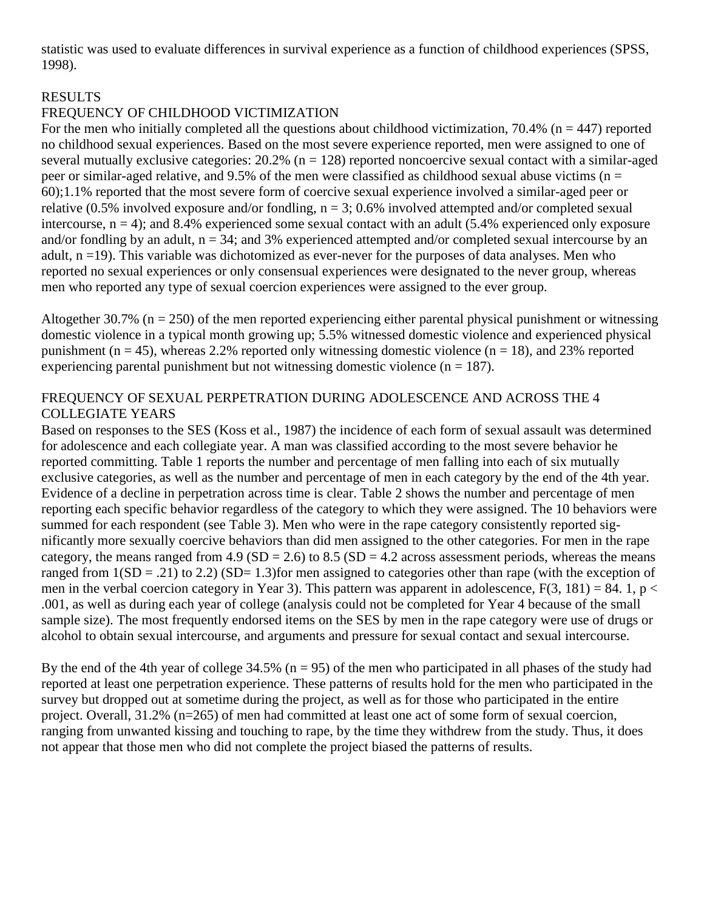statistic was used to evaluate differences in survival experience as a function of childhood experiences (SPSS, 1998).

## RESULTS

### FREQUENCY OF CHILDHOOD VICTIMIZATION

For the men who initially completed all the questions about childhood victimization, 70.4% ($n = 447$) reported no childhood sexual experiences. Based on the most severe experience reported, men were assigned to one of several mutually exclusive categories: 20.2% ($n = 128$) reported noncoercive sexual contact with a similar-aged peer or similar-aged relative, and 9.5% of the men were classified as childhood sexual abuse victims ($n = 60$);1.1% reported that the most severe form of coercive sexual experience involved a similar-aged peer or relative (0.5% involved exposure and/or fondling, $n = 3$; 0.6% involved attempted and/or completed sexual intercourse, $n = 4$); and 8.4% experienced some sexual contact with an adult (5.4% experienced only exposure and/or fondling by an adult, $n = 34$; and 3% experienced attempted and/or completed sexual intercourse by an adult, $n = 19$). This variable was dichotomized as ever-never for the purposes of data analyses. Men who reported no sexual experiences or only consensual experiences were designated to the never group, whereas men who reported any type of sexual coercion experiences were assigned to the ever group.

Altogether 30.7% ($n = 250$) of the men reported experiencing either parental physical punishment or witnessing domestic violence in a typical month growing up; 5.5% witnessed domestic violence and experienced physical punishment ($n = 45$), whereas 2.2% reported only witnessing domestic violence ($n = 18$), and 23% reported experiencing parental punishment but not witnessing domestic violence ($n = 187$).

### FREQUENCY OF SEXUAL PERPETRATION DURING ADOLESCENCE AND ACROSS THE 4 COLLEGIATE YEARS

Based on responses to the SES (Koss et al., 1987) the incidence of each form of sexual assault was determined for adolescence and each collegiate year. A man was classified according to the most severe behavior he reported committing. Table 1 reports the number and percentage of men falling into each of six mutually exclusive categories, as well as the number and percentage of men in each category by the end of the 4th year. Evidence of a decline in perpetration across time is clear. Table 2 shows the number and percentage of men reporting each specific behavior regardless of the category to which they were assigned. The 10 behaviors were summed for each respondent (see Table 3). Men who were in the rape category consistently reported significantly more sexually coercive behaviors than did men assigned to the other categories. For men in the rape category, the means ranged from 4.9 ($SD = 2.6$) to 8.5 ($SD = 4.2$ across assessment periods, whereas the means ranged from 1($SD = .21$) to 2.2) ($SD = 1.3$)for men assigned to categories other than rape (with the exception of men in the verbal coercion category in Year 3). This pattern was apparent in adolescence, $F(3, 181) = 84.1$, $p < .001$, as well as during each year of college (analysis could not be completed for Year 4 because of the small sample size). The most frequently endorsed items on the SES by men in the rape category were use of drugs or alcohol to obtain sexual intercourse, and arguments and pressure for sexual contact and sexual intercourse.

By the end of the 4th year of college 34.5% ($n = 95$) of the men who participated in all phases of the study had reported at least one perpetration experience. These patterns of results hold for the men who participated in the survey but dropped out at sometime during the project, as well as for those who participated in the entire project. Overall, 31.2% ($n=265$) of men had committed at least one act of some form of sexual coercion, ranging from unwanted kissing and touching to rape, by the time they withdrew from the study. Thus, it does not appear that those men who did not complete the project biased the patterns of results.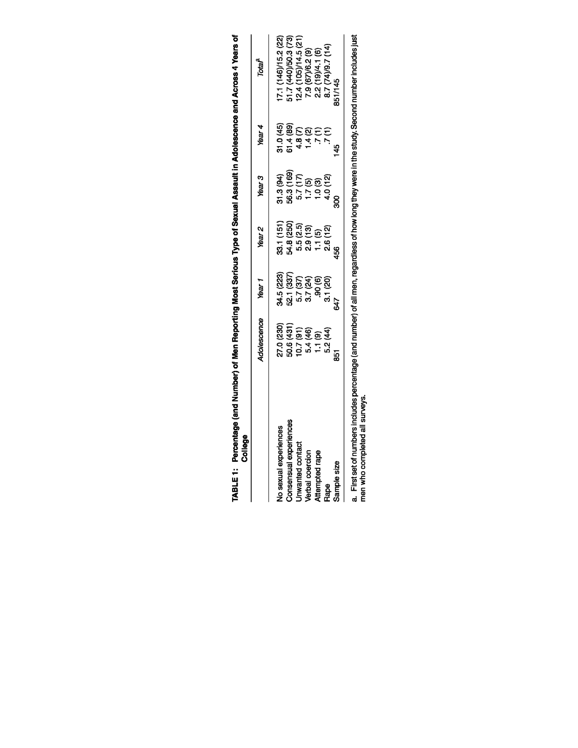TABLE 1: Percentage (and Number) of Men Reporting Most Serious Type of Sexual Assault in Adolescence and Across 4 Years of College

| | *Adolescence* | *Year 1* | *Year 2* | *Year 3* | *Year 4* | *Total*[a] |
|---|---|---|---|---|---|---|
| No sexual experiences | 27.0 (230) | 34.5 (223) | 33.1 (151) | 31.3 (94) | 31.0 (45) | 17.1 (146)/15.2 (22) |
| Consensual experiences | 50.6 (431) | 52.1 (337) | 54.8 (250) | 56.3 (169) | 61.4 (89) | 51.7 (440)/50.3 (73) |
| Unwanted contact | 10.7 (91) | 5.7 (37) | 5.5 (2.5) | 5.7 (17) | 4.8 (7) | 12.4 (105)/14.5 (21) |
| Verbal coercion | 5.4 (46) | 3.7 (24) | 2.9 (13) | 1.7 (5) | 1.4 (2) | 7.9 (67)/6.2 (9) |
| Attempted rape | 1.1 (9) | .90 (6) | 1.1 (5) | 1.0 (3) | .7 (1) | 2.2 (19)/4.1 (6) |
| Rape | 5.2 (44) | 3.1 (20) | 2.6 (12) | 4.0 (12) | .7 (1) | 8.7 (74)/9.7 (14) |
| Sample size | 851 | 647 | 456 | 300 | 145 | 851/145 |

a. First set of numbers includes percentage (and number) of all men, regardless of how long they were in the study. Second number includes just men who completed all surveys.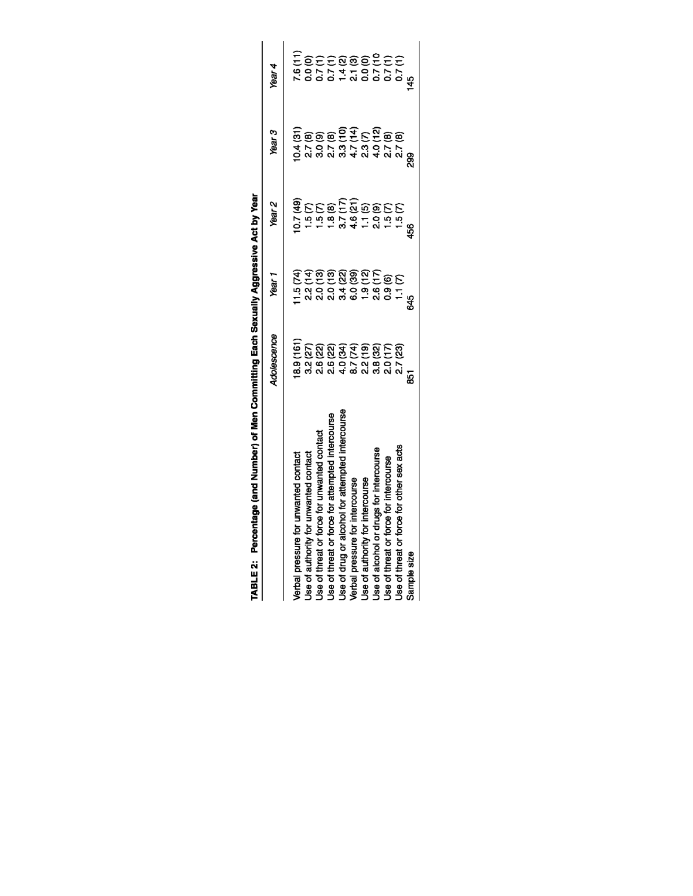**TABLE 2: Percentage (and Number) of Men Committing Each Sexually Aggressive Act by Year**

| | *Adolescence* | *Year 1* | *Year 2* | *Year 3* | *Year 4* |
|---|---|---|---|---|---|
| Verbal pressure for unwanted contact | 18.9 (161) | 11.5 (74) | 10.7 (49) | 10.4 (31) | 7.6 (11) |
| Use of authority for unwanted contact | 3.2 (27) | 2.2 (14) | 1.5 (7) | 2.7 (8) | 0.0 (0) |
| Use of threat or force for unwanted contact | 2.6 (22) | 2.0 (13) | 1.5 (7) | 3.0 (9) | 0.7 (1) |
| Use of threat or force for attempted intercourse | 2.6 (22) | 2.0 (13) | 1.8 (8) | 2.7 (8) | 0.7 (1) |
| Use of drug or alcohol for attempted intercourse | 4.0 (34) | 3.4 (22) | 3.7 (17) | 3.3 (10) | 1.4 (2) |
| Verbal pressure for intercourse | 8.7 (74) | 6.0 (39) | 4.6 (21) | 4.7 (14) | 2.1 (3) |
| Use of authority for intercourse | 2.2 (19) | 1.9 (12) | 1.1 (5) | 2.3 (7) | 0.0 (0) |
| Use of alcohol or drugs for intercourse | 3.8 (32) | 2.6 (17) | 2.0 (9) | 4.0 (12) | 0.7 (10 |
| Use of threat or force for intercourse | 2.0 (17) | 0.9 (6) | 1.5 (7) | 2.7 (8) | 0.7 (1) |
| Use of threat or force for other sex acts | 2.7 (23) | 1.1 (7) | 1.5 (7) | 2.7 (8) | 0.7 (1) |
| Sample size | 851 | 645 | 456 | 299 | 145 |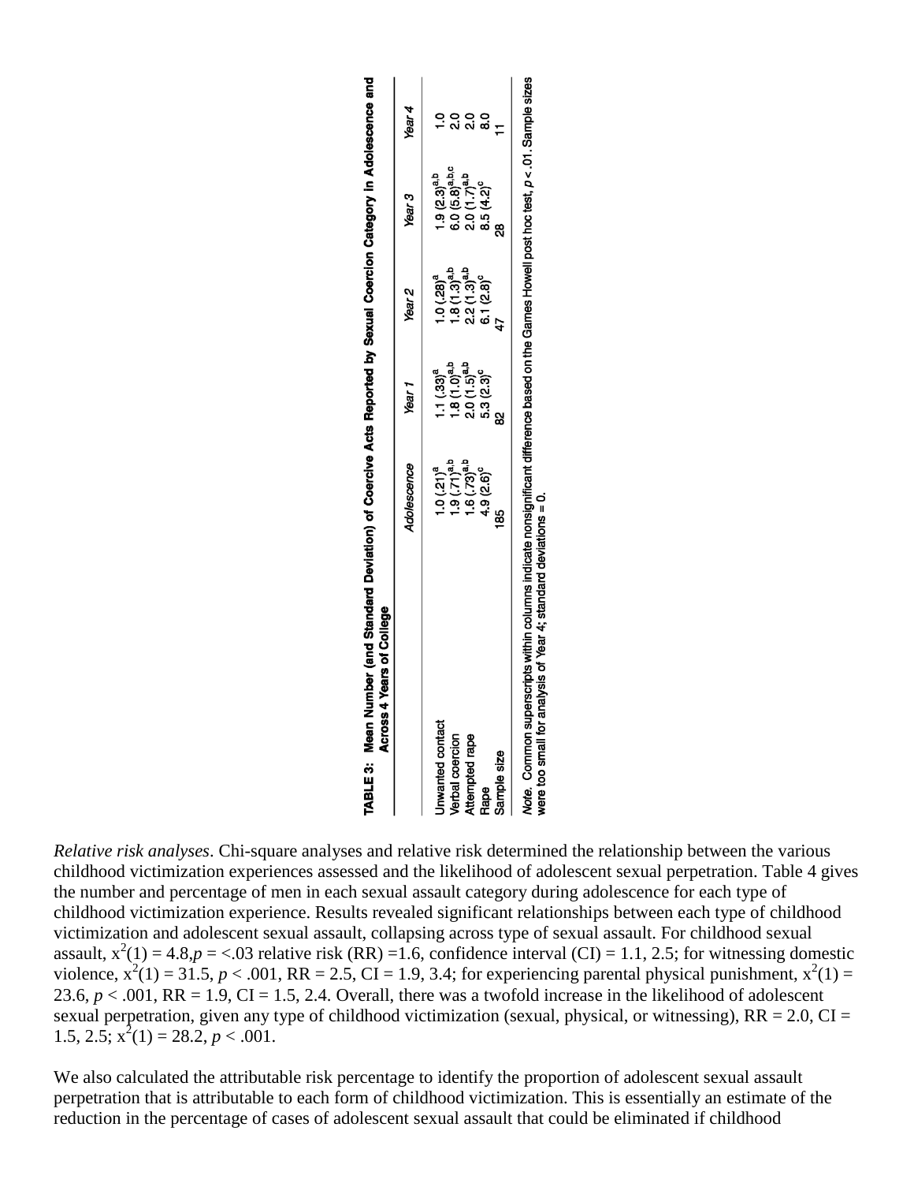**TABLE 3: Mean Number (and Standard Deviation) of Coercive Acts Reported by Sexual Coercion Category in Adolescence and Across 4 Years of College**

| | *Adolescence* | *Year 1* | *Year 2* | *Year 3* | *Year 4* |
|---|---|---|---|---|---|
| Unwanted contact | 1.0 (.21)[a] | 1.1 (.33)[a] | 1.0 (.28)[a] | 1.9 (2.3)[a,b] | 1.0 |
| Verbal coercion | 1.9 (.71)[a,b] | 1.8 (1.0)[a,b] | 1.8 (1.3)[a,b] | 6.0 (5.8)[a,b,c] | 2.0 |
| Attempted rape | 1.6 (.73)[a,b] | 2.0 (1.5)[a,b] | 2.2 (1.3)[a,b] | 2.0 (1.7)[a,b] | 2.0 |
| Rape | 4.9 (2.6)[c] | 5.3 (2.3)[c] | 6.1 (2.8)[c] | 8.5 (4.2)[c] | 8.0 |
| Sample size | 185 | 82 | 47 | 28 | 11 |

*Note.* Common superscripts within columns indicate nonsignificant difference based on the Games Howell post hoc test, $p < .01$. Sample sizes were too small for analysis of Year 4; standard deviations = 0.

*Relative risk analyses*. Chi-square analyses and relative risk determined the relationship between the various childhood victimization experiences assessed and the likelihood of adolescent sexual perpetration. Table 4 gives the number and percentage of men in each sexual assault category during adolescence for each type of childhood victimization experience. Results revealed significant relationships between each type of childhood victimization and adolescent sexual assault, collapsing across type of sexual assault. For childhood sexual assault, $x^2(1) = 4.8, p = <.03$ relative risk (RR) =1.6, confidence interval (CI) = 1.1, 2.5; for witnessing domestic violence, $x^2(1) = 31.5$, $p < .001$, RR = 2.5, CI = 1.9, 3.4; for experiencing parental physical punishment, $x^2(1) = 23.6$, $p < .001$, RR = 1.9, CI = 1.5, 2.4. Overall, there was a twofold increase in the likelihood of adolescent sexual perpetration, given any type of childhood victimization (sexual, physical, or witnessing), RR = 2.0, CI = 1.5, 2.5; $x^2(1) = 28.2$, $p < .001$.

We also calculated the attributable risk percentage to identify the proportion of adolescent sexual assault perpetration that is attributable to each form of childhood victimization. This is essentially an estimate of the reduction in the percentage of cases of adolescent sexual assault that could be eliminated if childhood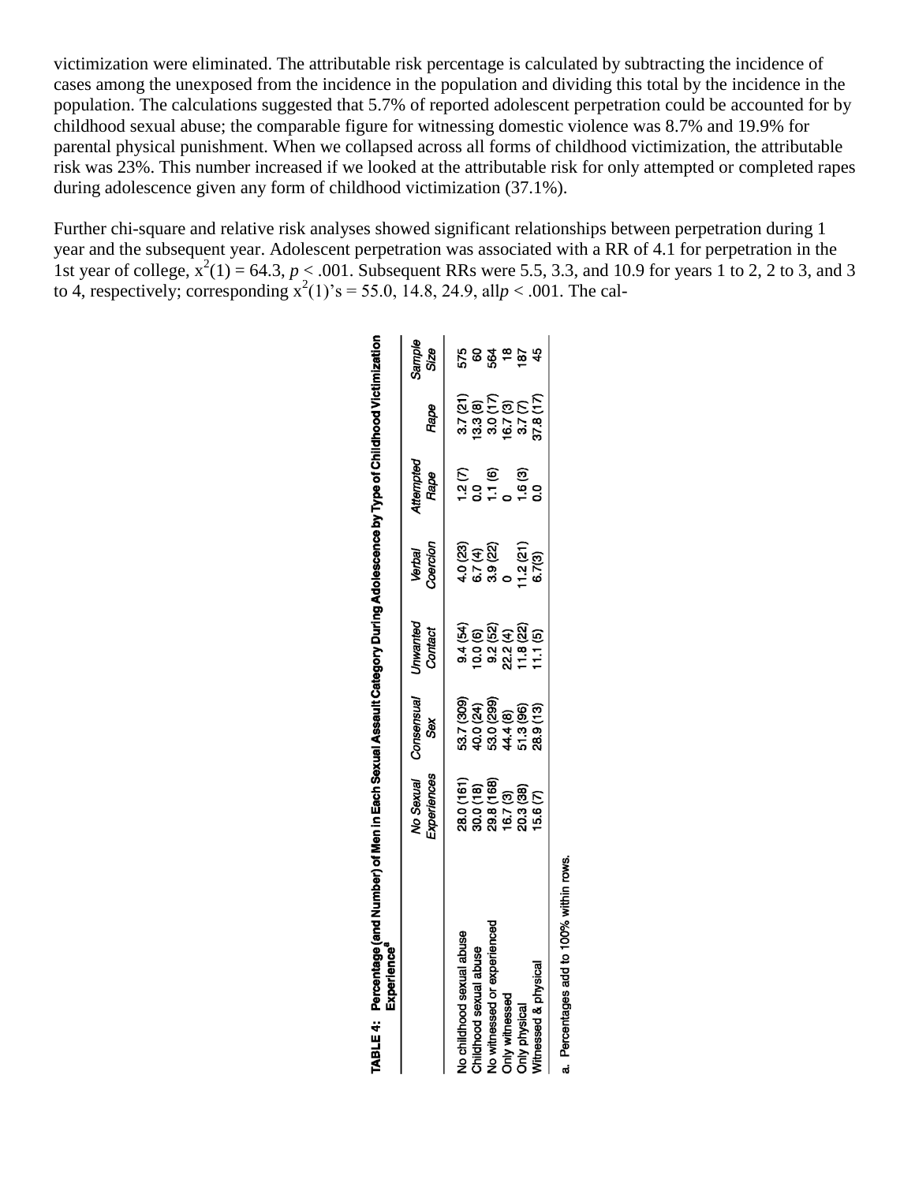victimization were eliminated. The attributable risk percentage is calculated by subtracting the incidence of cases among the unexposed from the incidence in the population and dividing this total by the incidence in the population. The calculations suggested that 5.7% of reported adolescent perpetration could be accounted for by childhood sexual abuse; the comparable figure for witnessing domestic violence was 8.7% and 19.9% for parental physical punishment. When we collapsed across all forms of childhood victimization, the attributable risk was 23%. This number increased if we looked at the attributable risk for only attempted or completed rapes during adolescence given any form of childhood victimization (37.1%).

Further chi-square and relative risk analyses showed significant relationships between perpetration during 1 year and the subsequent year. Adolescent perpetration was associated with a RR of 4.1 for perpetration in the 1st year of college, $x^2(1) = 64.3$, $p < .001$. Subsequent RRs were 5.5, 3.3, and 10.9 for years 1 to 2, 2 to 3, and 3 to 4, respectively; corresponding $x^2(1)$'s = 55.0, 14.8, 24.9, all $p < .001$. The cal-

TABLE 4: Percentage (and Number) of Men in Each Sexual Assault Category During Adolescence by Type of Childhood Victimization Experience[a]

| | No Sexual Experiences | Consensual Sex | Unwanted Contact | Verbal Coercion | Attempted Rape | Rape | Sample Size |
|---|---|---|---|---|---|---|---|
| No childhood sexual abuse | 28.0 (161) | 53.7 (309) | 9.4 (54) | 4.0 (23) | 1.2 (7) | 3.7 (21) | 575 |
| Childhood sexual abuse | 30.0 (18) | 40.0 (24) | 10.0 (6) | 6.7 (4) | 0.0 | 13.3 (8) | 60 |
| No witnessed or experienced | 29.8 (168) | 53.0 (299) | 9.2 (52) | 3.9 (22) | 1.1 (6) | 3.0 (17) | 564 |
| Only witnessed | 16.7 (3) | 44.4 (8) | 22.2 (4) | 0 | 0 | 16.7 (3) | 18 |
| Only physical | 20.3 (38) | 51.3 (96) | 11.8 (22) | 11.2 (21) | 1.6 (3) | 3.7 (7) | 187 |
| Witnessed & physical | 15.6 (7) | 28.9 (13) | 11.1 (5) | 6.7(3) | 0.0 | 37.8 (17) | 45 |

a. Percentages add to 100% within rows.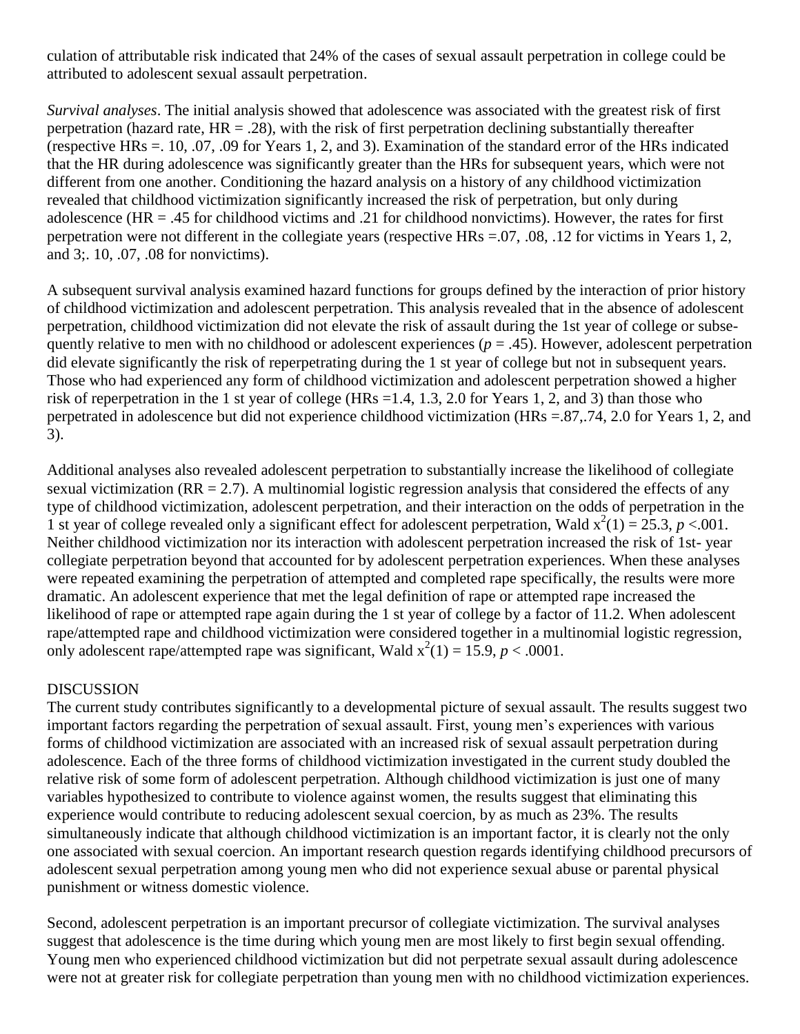culation of attributable risk indicated that 24% of the cases of sexual assault perpetration in college could be attributed to adolescent sexual assault perpetration.

*Survival analyses*. The initial analysis showed that adolescence was associated with the greatest risk of first perpetration (hazard rate, HR = .28), with the risk of first perpetration declining substantially thereafter (respective HRs =. 10, .07, .09 for Years 1, 2, and 3). Examination of the standard error of the HRs indicated that the HR during adolescence was significantly greater than the HRs for subsequent years, which were not different from one another. Conditioning the hazard analysis on a history of any childhood victimization revealed that childhood victimization significantly increased the risk of perpetration, but only during adolescence (HR = .45 for childhood victims and .21 for childhood nonvictims). However, the rates for first perpetration were not different in the collegiate years (respective HRs =.07, .08, .12 for victims in Years 1, 2, and 3;. 10, .07, .08 for nonvictims).

A subsequent survival analysis examined hazard functions for groups defined by the interaction of prior history of childhood victimization and adolescent perpetration. This analysis revealed that in the absence of adolescent perpetration, childhood victimization did not elevate the risk of assault during the 1st year of college or subsequently relative to men with no childhood or adolescent experiences (*p* = .45). However, adolescent perpetration did elevate significantly the risk of reperpetrating during the 1 st year of college but not in subsequent years. Those who had experienced any form of childhood victimization and adolescent perpetration showed a higher risk of reperpetration in the 1 st year of college (HRs =1.4, 1.3, 2.0 for Years 1, 2, and 3) than those who perpetrated in adolescence but did not experience childhood victimization (HRs =.87,.74, 2.0 for Years 1, 2, and 3).

Additional analyses also revealed adolescent perpetration to substantially increase the likelihood of collegiate sexual victimization (RR = 2.7). A multinomial logistic regression analysis that considered the effects of any type of childhood victimization, adolescent perpetration, and their interaction on the odds of perpetration in the 1 st year of college revealed only a significant effect for adolescent perpetration, Wald $x^2(1) = 25.3$, $p < .001$. Neither childhood victimization nor its interaction with adolescent perpetration increased the risk of 1st- year collegiate perpetration beyond that accounted for by adolescent perpetration experiences. When these analyses were repeated examining the perpetration of attempted and completed rape specifically, the results were more dramatic. An adolescent experience that met the legal definition of rape or attempted rape increased the likelihood of rape or attempted rape again during the 1 st year of college by a factor of 11.2. When adolescent rape/attempted rape and childhood victimization were considered together in a multinomial logistic regression, only adolescent rape/attempted rape was significant, Wald $x^2(1) = 15.9$, $p < .0001$.

## DISCUSSION

The current study contributes significantly to a developmental picture of sexual assault. The results suggest two important factors regarding the perpetration of sexual assault. First, young men's experiences with various forms of childhood victimization are associated with an increased risk of sexual assault perpetration during adolescence. Each of the three forms of childhood victimization investigated in the current study doubled the relative risk of some form of adolescent perpetration. Although childhood victimization is just one of many variables hypothesized to contribute to violence against women, the results suggest that eliminating this experience would contribute to reducing adolescent sexual coercion, by as much as 23%. The results simultaneously indicate that although childhood victimization is an important factor, it is clearly not the only one associated with sexual coercion. An important research question regards identifying childhood precursors of adolescent sexual perpetration among young men who did not experience sexual abuse or parental physical punishment or witness domestic violence.

Second, adolescent perpetration is an important precursor of collegiate victimization. The survival analyses suggest that adolescence is the time during which young men are most likely to first begin sexual offending. Young men who experienced childhood victimization but did not perpetrate sexual assault during adolescence were not at greater risk for collegiate perpetration than young men with no childhood victimization experiences.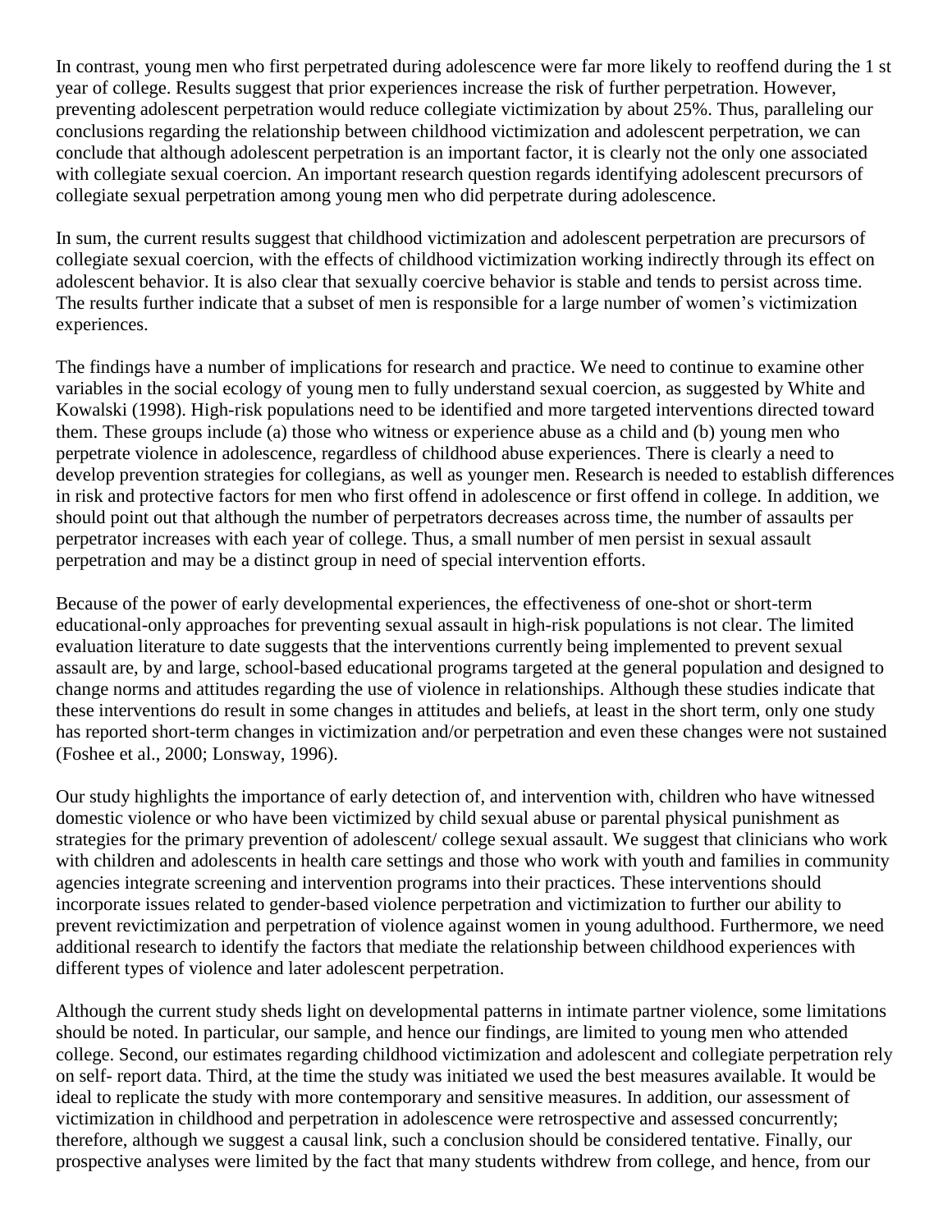In contrast, young men who first perpetrated during adolescence were far more likely to reoffend during the 1 st year of college. Results suggest that prior experiences increase the risk of further perpetration. However, preventing adolescent perpetration would reduce collegiate victimization by about 25%. Thus, paralleling our conclusions regarding the relationship between childhood victimization and adolescent perpetration, we can conclude that although adolescent perpetration is an important factor, it is clearly not the only one associated with collegiate sexual coercion. An important research question regards identifying adolescent precursors of collegiate sexual perpetration among young men who did perpetrate during adolescence.

In sum, the current results suggest that childhood victimization and adolescent perpetration are precursors of collegiate sexual coercion, with the effects of childhood victimization working indirectly through its effect on adolescent behavior. It is also clear that sexually coercive behavior is stable and tends to persist across time. The results further indicate that a subset of men is responsible for a large number of women's victimization experiences.

The findings have a number of implications for research and practice. We need to continue to examine other variables in the social ecology of young men to fully understand sexual coercion, as suggested by White and Kowalski (1998). High-risk populations need to be identified and more targeted interventions directed toward them. These groups include (a) those who witness or experience abuse as a child and (b) young men who perpetrate violence in adolescence, regardless of childhood abuse experiences. There is clearly a need to develop prevention strategies for collegians, as well as younger men. Research is needed to establish differences in risk and protective factors for men who first offend in adolescence or first offend in college. In addition, we should point out that although the number of perpetrators decreases across time, the number of assaults per perpetrator increases with each year of college. Thus, a small number of men persist in sexual assault perpetration and may be a distinct group in need of special intervention efforts.

Because of the power of early developmental experiences, the effectiveness of one-shot or short-term educational-only approaches for preventing sexual assault in high-risk populations is not clear. The limited evaluation literature to date suggests that the interventions currently being implemented to prevent sexual assault are, by and large, school-based educational programs targeted at the general population and designed to change norms and attitudes regarding the use of violence in relationships. Although these studies indicate that these interventions do result in some changes in attitudes and beliefs, at least in the short term, only one study has reported short-term changes in victimization and/or perpetration and even these changes were not sustained (Foshee et al., 2000; Lonsway, 1996).

Our study highlights the importance of early detection of, and intervention with, children who have witnessed domestic violence or who have been victimized by child sexual abuse or parental physical punishment as strategies for the primary prevention of adolescent/ college sexual assault. We suggest that clinicians who work with children and adolescents in health care settings and those who work with youth and families in community agencies integrate screening and intervention programs into their practices. These interventions should incorporate issues related to gender-based violence perpetration and victimization to further our ability to prevent revictimization and perpetration of violence against women in young adulthood. Furthermore, we need additional research to identify the factors that mediate the relationship between childhood experiences with different types of violence and later adolescent perpetration.

Although the current study sheds light on developmental patterns in intimate partner violence, some limitations should be noted. In particular, our sample, and hence our findings, are limited to young men who attended college. Second, our estimates regarding childhood victimization and adolescent and collegiate perpetration rely on self- report data. Third, at the time the study was initiated we used the best measures available. It would be ideal to replicate the study with more contemporary and sensitive measures. In addition, our assessment of victimization in childhood and perpetration in adolescence were retrospective and assessed concurrently; therefore, although we suggest a causal link, such a conclusion should be considered tentative. Finally, our prospective analyses were limited by the fact that many students withdrew from college, and hence, from our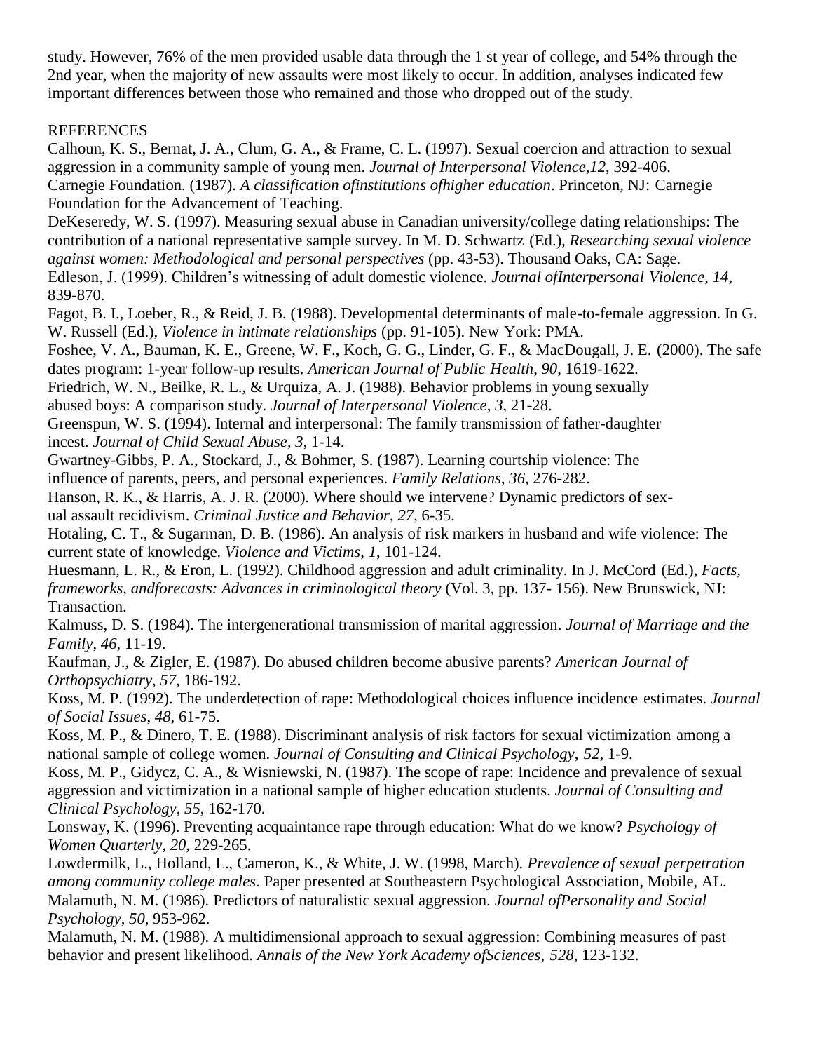study. However, 76% of the men provided usable data through the 1 st year of college, and 54% through the 2nd year, when the majority of new assaults were most likely to occur. In addition, analyses indicated few important differences between those who remained and those who dropped out of the study.

## REFERENCES

Calhoun, K. S., Bernat, J. A., Clum, G. A., & Frame, C. L. (1997). Sexual coercion and attraction to sexual aggression in a community sample of young men. *Journal of Interpersonal Violence*,*12*, 392-406.

Carnegie Foundation. (1987). *A classification ofinstitutions ofhigher education*. Princeton, NJ: Carnegie Foundation for the Advancement of Teaching.

DeKeseredy, W. S. (1997). Measuring sexual abuse in Canadian university/college dating relationships: The contribution of a national representative sample survey. In M. D. Schwartz (Ed.), *Researching sexual violence against women: Methodological and personal perspectives* (pp. 43-53). Thousand Oaks, CA: Sage.

Edleson, J. (1999). Children's witnessing of adult domestic violence. *Journal ofInterpersonal Violence*, *14*, 839-870.

Fagot, B. I., Loeber, R., & Reid, J. B. (1988). Developmental determinants of male-to-female aggression. In G. W. Russell (Ed.), *Violence in intimate relationships* (pp. 91-105). New York: PMA.

Foshee, V. A., Bauman, K. E., Greene, W. F., Koch, G. G., Linder, G. F., & MacDougall, J. E. (2000). The safe dates program: 1-year follow-up results. *American Journal of Public Health*, *90*, 1619-1622.

Friedrich, W. N., Beilke, R. L., & Urquiza, A. J. (1988). Behavior problems in young sexually abused boys: A comparison study. *Journal of Interpersonal Violence*, *3*, 21-28.

Greenspun, W. S. (1994). Internal and interpersonal: The family transmission of father-daughter incest. *Journal of Child Sexual Abuse*, *3*, 1-14.

Gwartney-Gibbs, P. A., Stockard, J., & Bohmer, S. (1987). Learning courtship violence: The influence of parents, peers, and personal experiences. *Family Relations*, *36*, 276-282.

Hanson, R. K., & Harris, A. J. R. (2000). Where should we intervene? Dynamic predictors of sexual assault recidivism. *Criminal Justice and Behavior*, *27*, 6-35.

Hotaling, C. T., & Sugarman, D. B. (1986). An analysis of risk markers in husband and wife violence: The current state of knowledge. *Violence and Victims*, *1*, 101-124.

Huesmann, L. R., & Eron, L. (1992). Childhood aggression and adult criminality. In J. McCord (Ed.), *Facts, frameworks, andforecasts: Advances in criminological theory* (Vol. 3, pp. 137- 156). New Brunswick, NJ: Transaction.

Kalmuss, D. S. (1984). The intergenerational transmission of marital aggression. *Journal of Marriage and the Family*, *46*, 11-19.

Kaufman, J., & Zigler, E. (1987). Do abused children become abusive parents? *American Journal of Orthopsychiatry*, *57*, 186-192.

Koss, M. P. (1992). The underdetection of rape: Methodological choices influence incidence estimates. *Journal of Social Issues*, *48*, 61-75.

Koss, M. P., & Dinero, T. E. (1988). Discriminant analysis of risk factors for sexual victimization among a national sample of college women. *Journal of Consulting and Clinical Psychology*, *52*, 1-9.

Koss, M. P., Gidycz, C. A., & Wisniewski, N. (1987). The scope of rape: Incidence and prevalence of sexual aggression and victimization in a national sample of higher education students. *Journal of Consulting and Clinical Psychology*, *55*, 162-170.

Lonsway, K. (1996). Preventing acquaintance rape through education: What do we know? *Psychology of Women Quarterly*, *20*, 229-265.

Lowdermilk, L., Holland, L., Cameron, K., & White, J. W. (1998, March). *Prevalence of sexual perpetration among community college males*. Paper presented at Southeastern Psychological Association, Mobile, AL.

Malamuth, N. M. (1986). Predictors of naturalistic sexual aggression. *Journal ofPersonality and Social Psychology*, *50*, 953-962.

Malamuth, N. M. (1988). A multidimensional approach to sexual aggression: Combining measures of past behavior and present likelihood. *Annals of the New York Academy ofSciences*, *528*, 123-132.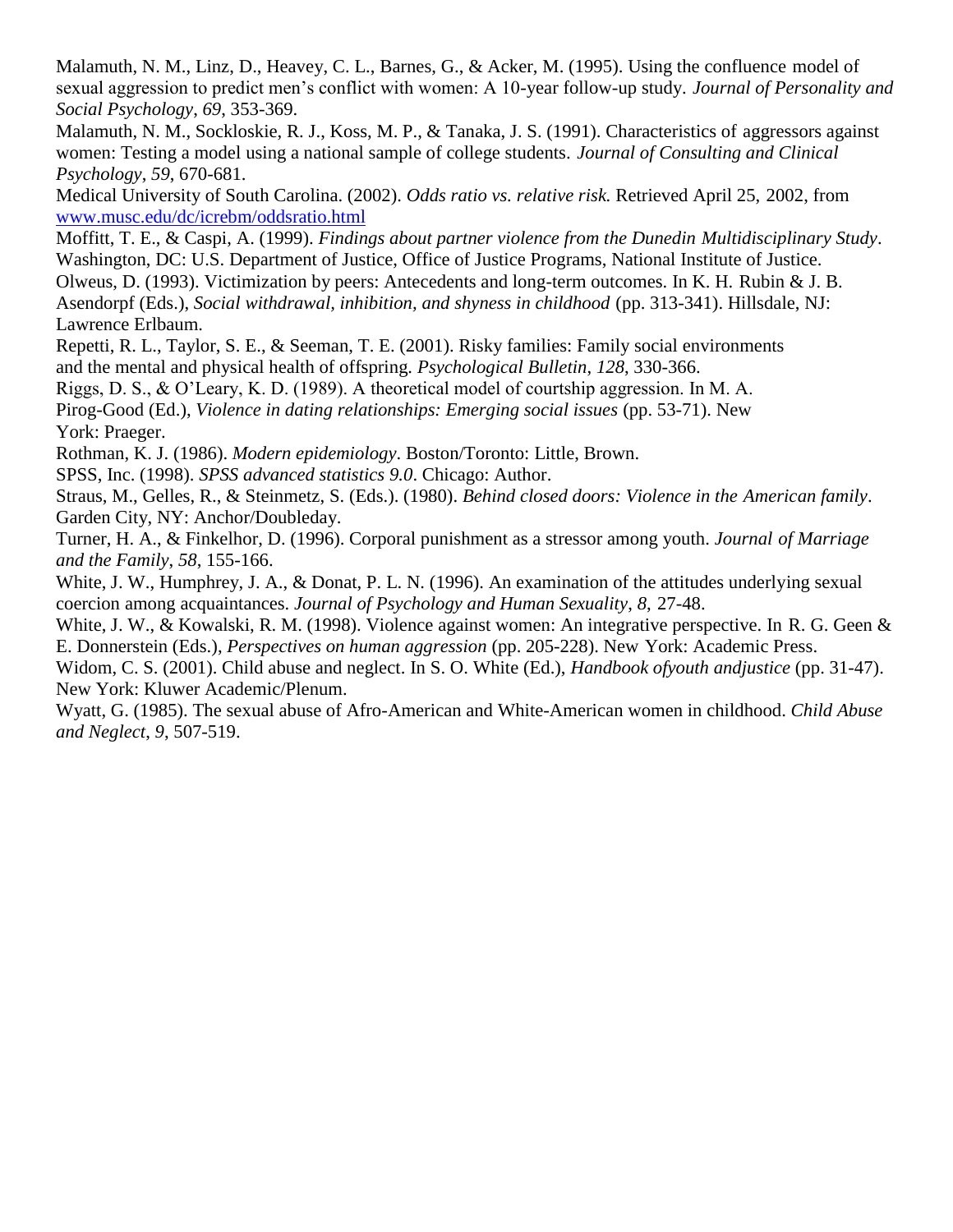Malamuth, N. M., Linz, D., Heavey, C. L., Barnes, G., & Acker, M. (1995). Using the confluence model of sexual aggression to predict men's conflict with women: A 10-year follow-up study. *Journal of Personality and Social Psychology*, *69*, 353-369.

Malamuth, N. M., Sockloskie, R. J., Koss, M. P., & Tanaka, J. S. (1991). Characteristics of aggressors against women: Testing a model using a national sample of college students. *Journal of Consulting and Clinical Psychology*, *59*, 670-681.

Medical University of South Carolina. (2002). *Odds ratio vs. relative risk.* Retrieved April 25, 2002, from [www.musc.edu/dc/icrebm/oddsratio.html](www.musc.edu/dc/icrebm/oddsratio.html)

Moffitt, T. E., & Caspi, A. (1999). *Findings about partner violence from the Dunedin Multidisciplinary Study*. Washington, DC: U.S. Department of Justice, Office of Justice Programs, National Institute of Justice.

Olweus, D. (1993). Victimization by peers: Antecedents and long-term outcomes. In K. H. Rubin & J. B. Asendorpf (Eds.), *Social withdrawal, inhibition, and shyness in childhood* (pp. 313-341). Hillsdale, NJ: Lawrence Erlbaum.

Repetti, R. L., Taylor, S. E., & Seeman, T. E. (2001). Risky families: Family social environments and the mental and physical health of offspring. *Psychological Bulletin*, *128*, 330-366.

Riggs, D. S., & O'Leary, K. D. (1989). A theoretical model of courtship aggression. In M. A. Pirog-Good (Ed.), *Violence in dating relationships: Emerging social issues* (pp. 53-71). New York: Praeger.

Rothman, K. J. (1986). *Modern epidemiology*. Boston/Toronto: Little, Brown.

SPSS, Inc. (1998). *SPSS advanced statistics 9.0*. Chicago: Author.

Straus, M., Gelles, R., & Steinmetz, S. (Eds.). (1980). *Behind closed doors: Violence in the American family*. Garden City, NY: Anchor/Doubleday.

Turner, H. A., & Finkelhor, D. (1996). Corporal punishment as a stressor among youth. *Journal of Marriage and the Family*, *58*, 155-166.

White, J. W., Humphrey, J. A., & Donat, P. L. N. (1996). An examination of the attitudes underlying sexual coercion among acquaintances. *Journal of Psychology and Human Sexuality*, *8*, 27-48.

White, J. W., & Kowalski, R. M. (1998). Violence against women: An integrative perspective. In R. G. Geen & E. Donnerstein (Eds.), *Perspectives on human aggression* (pp. 205-228). New York: Academic Press.

Widom, C. S. (2001). Child abuse and neglect. In S. O. White (Ed.), *Handbook ofyouth andjustice* (pp. 31-47). New York: Kluwer Academic/Plenum.

Wyatt, G. (1985). The sexual abuse of Afro-American and White-American women in childhood. *Child Abuse and Neglect*, *9*, 507-519.